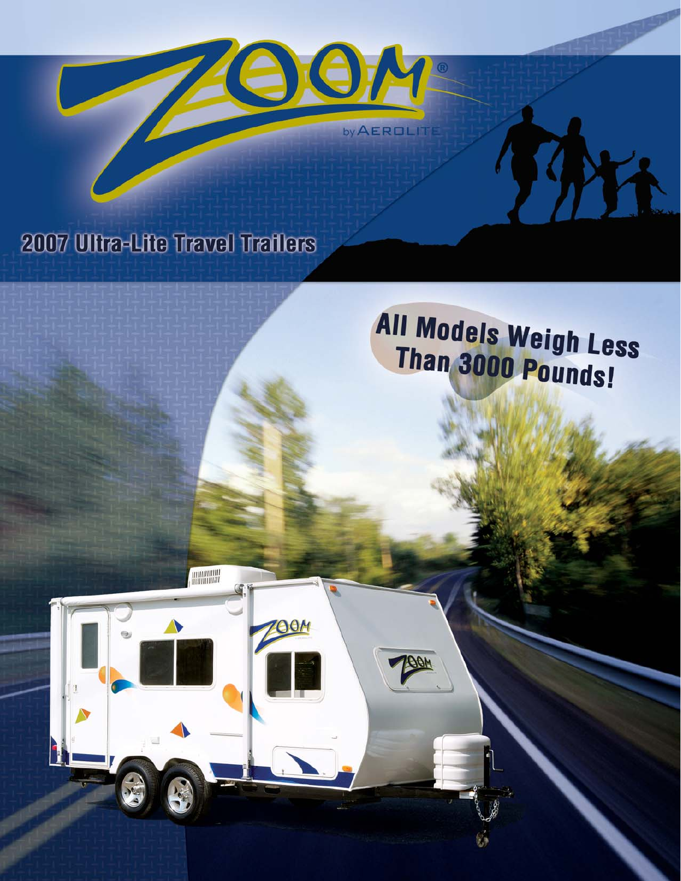# ZOOM®

by AEROLITE

## 2007 Ultra-Lite Travel Trailers

**All Models Weigh Less Than 3000 Pounds!**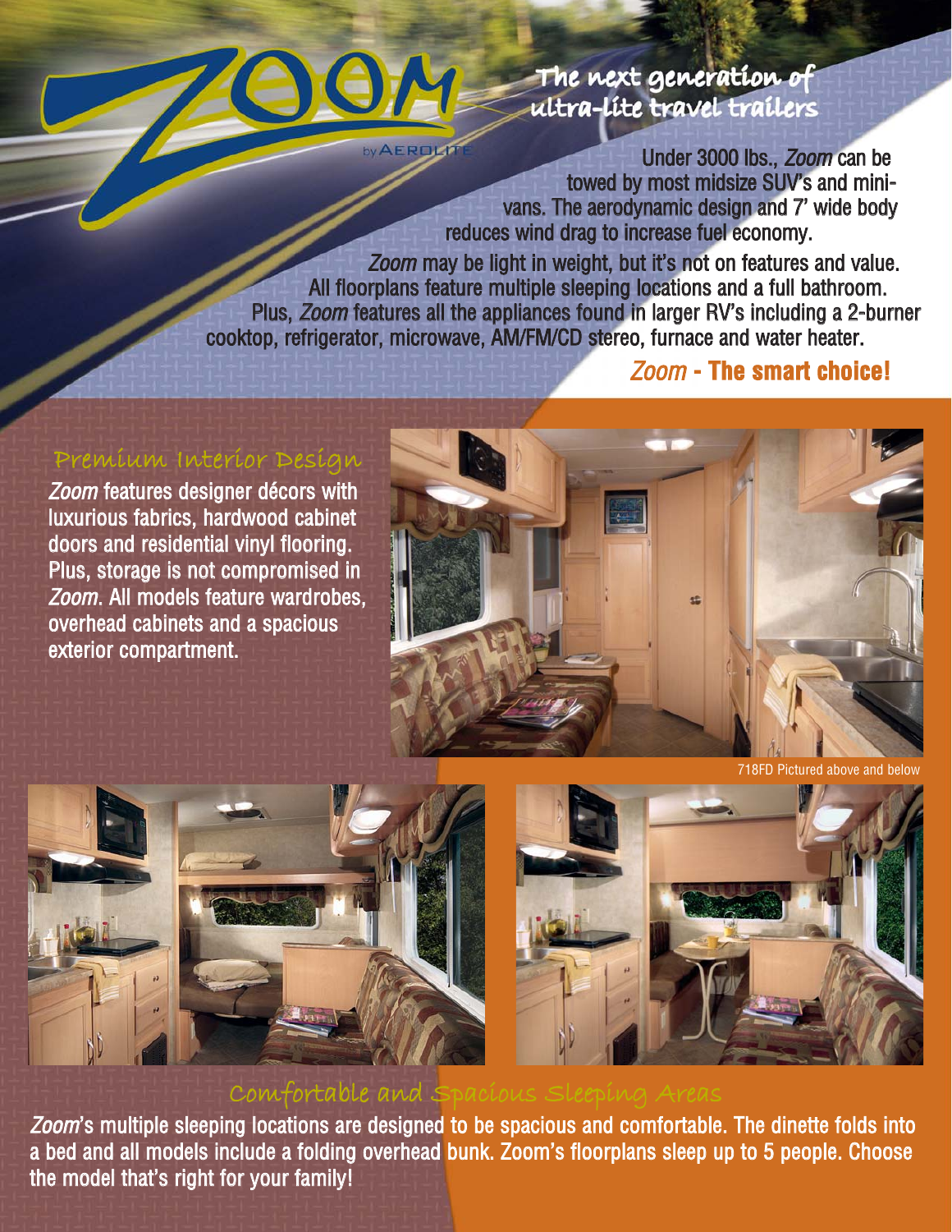# ZOOM

by AEROLITE

## The next generation of ultra-lite travel trailers

Under 3000 lbs., *Zoom* can be towed by most midsize SUV's and mini-vans. The aerodynamic design and 7' wide body reduces wind drag to increase fuel economy.

*Zoom* may be light in weight, but it's not on features and value. All floorplans feature multiple sleeping locations and a full bathroom. Plus, *Zoom* features all the appliances found in larger RV's including a 2-burner cooktop, refrigerator, microwave, AM/FM/CD stereo, furnace and water heater.

***Zoom* - The smart choice!**

## Premium Interior Design

*Zoom* features designer décors with luxurious fabrics, hardwood cabinet doors and residential vinyl flooring. Plus, storage is not compromised in *Zoom*. All models feature wardrobes, overhead cabinets and a spacious exterior compartment.

718FD Pictured above and below

## Comfortable and Spacious Sleeping Areas

*Zoom*'s multiple sleeping locations are designed to be spacious and comfortable. The dinette folds into a bed and all models include a folding overhead bunk. Zoom's floorplans sleep up to 5 people. Choose the model that's right for your family!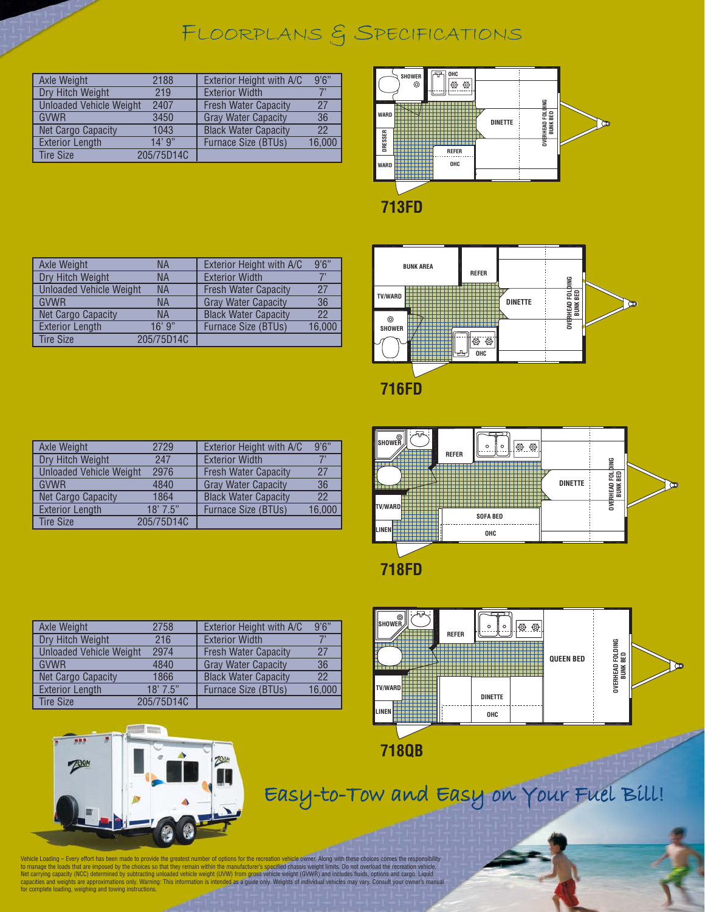# Floorplans & Specifications

## 713FD

| Axle Weight | 2188 | Exterior Height with A/C | 9'6" |
|---|---|---|---|
| Dry Hitch Weight | 219 | Exterior Width | 7' |
| Unloaded Vehicle Weight | 2407 | Fresh Water Capacity | 27 |
| GVWR | 3450 | Gray Water Capacity | 36 |
| Net Cargo Capacity | 1043 | Black Water Capacity | 22 |
| Exterior Length | 14' 9" | Furnace Size (BTUs) | 16,000 |
| Tire Size | 205/75D14C | | |

## 716FD

| Axle Weight | NA | Exterior Height with A/C | 9'6" |
|---|---|---|---|
| Dry Hitch Weight | NA | Exterior Width | 7' |
| Unloaded Vehicle Weight | NA | Fresh Water Capacity | 27 |
| GVWR | NA | Gray Water Capacity | 36 |
| Net Cargo Capacity | NA | Black Water Capacity | 22 |
| Exterior Length | 16' 9" | Furnace Size (BTUs) | 16,000 |
| Tire Size | 205/75D14C | | |

## 718FD

| Axle Weight | 2729 | Exterior Height with A/C | 9'6" |
|---|---|---|---|
| Dry Hitch Weight | 247 | Exterior Width | 7' |
| Unloaded Vehicle Weight | 2976 | Fresh Water Capacity | 27 |
| GVWR | 4840 | Gray Water Capacity | 36 |
| Net Cargo Capacity | 1864 | Black Water Capacity | 22 |
| Exterior Length | 18' 7.5" | Furnace Size (BTUs) | 16,000 |
| Tire Size | 205/75D14C | | |

## 718QB

| Axle Weight | 2758 | Exterior Height with A/C | 9'6" |
|---|---|---|---|
| Dry Hitch Weight | 216 | Exterior Width | 7' |
| Unloaded Vehicle Weight | 2974 | Fresh Water Capacity | 27 |
| GVWR | 4840 | Gray Water Capacity | 36 |
| Net Cargo Capacity | 1866 | Black Water Capacity | 22 |
| Exterior Length | 18' 7.5" | Furnace Size (BTUs) | 16,000 |
| Tire Size | 205/75D14C | | |

## Easy-to-Tow and Easy on Your Fuel Bill!

Vehicle Loading – Every effort has been made to provide the greatest number of options for the recreation vehicle owner. Along with these choices comes the responsibility to manage the loads that are imposed by the choices so that they remain within the manufacturer's specified chassis weight limits. Do not overload the recreation vehicle. Net carrying capacity (NCC) determined by subtracting unloaded vehicle weight (UVW) from gross vehicle weight (GVWR) and includes fluids, options and cargo. Liquid capacities and weights are approximations only. Warning: This information is intended as a guide only. Weights of individual vehicles may vary. Consult your owner's manual for complete loading, weighing and towing instructions.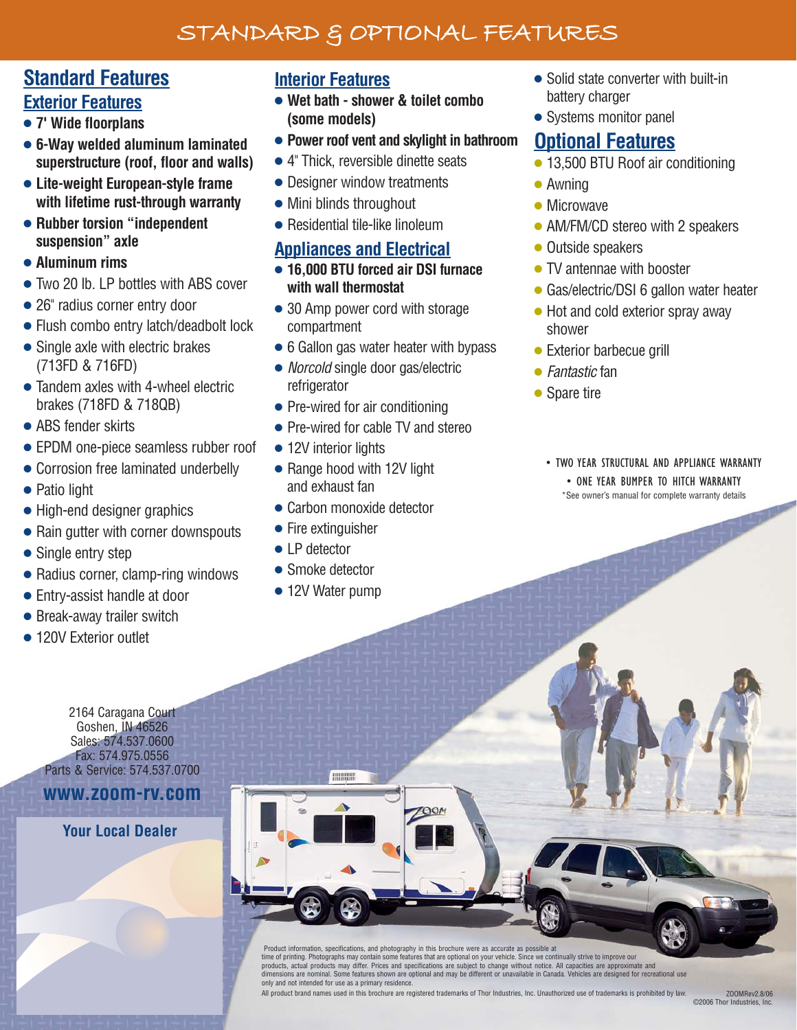# STANDARD & OPTIONAL FEATURES

## Standard Features

### Exterior Features

- **7' Wide floorplans**
- **6-Way welded aluminum laminated superstructure (roof, floor and walls)**
- **Lite-weight European-style frame with lifetime rust-through warranty**
- **Rubber torsion "independent suspension" axle**
- **Aluminum rims**
- Two 20 lb. LP bottles with ABS cover
- 26" radius corner entry door
- Flush combo entry latch/deadbolt lock
- Single axle with electric brakes (713FD & 716FD)
- Tandem axles with 4-wheel electric brakes (718FD & 718QB)
- ABS fender skirts
- EPDM one-piece seamless rubber roof
- Corrosion free laminated underbelly
- Patio light
- High-end designer graphics
- Rain gutter with corner downspouts
- Single entry step
- Radius corner, clamp-ring windows
- Entry-assist handle at door
- Break-away trailer switch
- 120V Exterior outlet

### Interior Features

- **Wet bath - shower & toilet combo (some models)**
- **Power roof vent and skylight in bathroom**
- 4" Thick, reversible dinette seats
- Designer window treatments
- Mini blinds throughout
- Residential tile-like linoleum

### Appliances and Electrical

- **16,000 BTU forced air DSI furnace with wall thermostat**
- 30 Amp power cord with storage compartment
- 6 Gallon gas water heater with bypass
- *Norcold* single door gas/electric refrigerator
- Pre-wired for air conditioning
- Pre-wired for cable TV and stereo
- 12V interior lights
- Range hood with 12V light and exhaust fan
- Carbon monoxide detector
- Fire extinguisher
- LP detector
- Smoke detector
- 12V Water pump
- Solid state converter with built-in battery charger
- Systems monitor panel

## Optional Features

- 13,500 BTU Roof air conditioning
- Awning
- Microwave
- AM/FM/CD stereo with 2 speakers
- Outside speakers
- TV antennae with booster
- Gas/electric/DSI 6 gallon water heater
- Hot and cold exterior spray away shower
- Exterior barbecue grill
- *Fantastic* fan
- Spare tire

• TWO YEAR STRUCTURAL AND APPLIANCE WARRANTY
• ONE YEAR BUMPER TO HITCH WARRANTY
*See owner's manual for complete warranty details

2164 Caragana Court
Goshen, IN 46526
Sales: 574.537.0600
Fax: 574.975.0556
Parts & Service: 574.537.0700

**www.zoom-rv.com**

**Your Local Dealer**

Product information, specifications, and photography in this brochure were as accurate as possible at time of printing. Photographs may contain some features that are optional on your vehicle. Since we continually strive to improve our products, actual products may differ. Prices and specifications are subject to change without notice. All capacities are approximate and dimensions are nominal. Some features shown are optional and may be different or unavailable in Canada. Vehicles are designed for recreational use only and not intended for use as a primary residence.

All product brand names used in this brochure are registered trademarks of Thor Industries, Inc. Unauthorized use of trademarks is prohibited by law.

ZOOMRev2.8/06
©2006 Thor Industries, Inc.